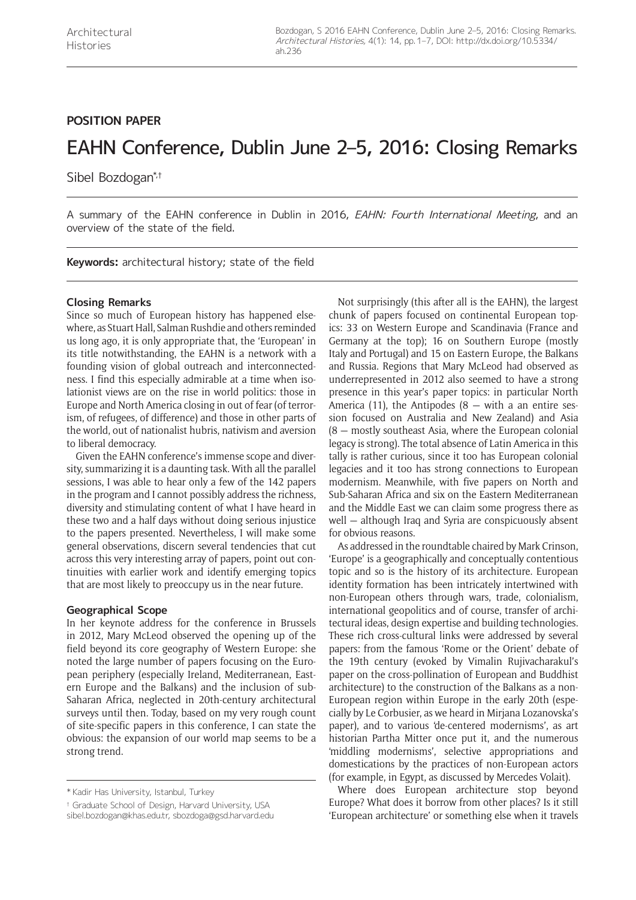POSITION PAPER

# EAHN Conference, Dublin June 2–5, 2016: Closing Remarks

Sibel Bozdogan[*,†]

A summary of the EAHN conference in Dublin in 2016, *EAHN: Fourth International Meeting*, and an overview of the state of the field.

**Keywords:** architectural history; state of the field

## Closing Remarks

Since so much of European history has happened elsewhere, as Stuart Hall, Salman Rushdie and others reminded us long ago, it is only appropriate that, the 'European' in its title notwithstanding, the EAHN is a network with a founding vision of global outreach and interconnectedness. I find this especially admirable at a time when isolationist views are on the rise in world politics: those in Europe and North America closing in out of fear (of terrorism, of refugees, of difference) and those in other parts of the world, out of nationalist hubris, nativism and aversion to liberal democracy.

Given the EAHN conference's immense scope and diversity, summarizing it is a daunting task. With all the parallel sessions, I was able to hear only a few of the 142 papers in the program and I cannot possibly address the richness, diversity and stimulating content of what I have heard in these two and a half days without doing serious injustice to the papers presented. Nevertheless, I will make some general observations, discern several tendencies that cut across this very interesting array of papers, point out continuities with earlier work and identify emerging topics that are most likely to preoccupy us in the near future.

## Geographical Scope

In her keynote address for the conference in Brussels in 2012, Mary McLeod observed the opening up of the field beyond its core geography of Western Europe: she noted the large number of papers focusing on the European periphery (especially Ireland, Mediterranean, Eastern Europe and the Balkans) and the inclusion of sub-Saharan Africa, neglected in 20th-century architectural surveys until then. Today, based on my very rough count of site-specific papers in this conference, I can state the obvious: the expansion of our world map seems to be a strong trend.

Not surprisingly (this after all is the EAHN), the largest chunk of papers focused on continental European topics: 33 on Western Europe and Scandinavia (France and Germany at the top); 16 on Southern Europe (mostly Italy and Portugal) and 15 on Eastern Europe, the Balkans and Russia. Regions that Mary McLeod had observed as underrepresented in 2012 also seemed to have a strong presence in this year's paper topics: in particular North America (11), the Antipodes (8 — with a an entire session focused on Australia and New Zealand) and Asia (8 — mostly southeast Asia, where the European colonial legacy is strong). The total absence of Latin America in this tally is rather curious, since it too has European colonial legacies and it too has strong connections to European modernism. Meanwhile, with five papers on North and Sub-Saharan Africa and six on the Eastern Mediterranean and the Middle East we can claim some progress there as well — although Iraq and Syria are conspicuously absent for obvious reasons.

As addressed in the roundtable chaired by Mark Crinson, 'Europe' is a geographically and conceptually contentious topic and so is the history of its architecture. European identity formation has been intricately intertwined with non-European others through wars, trade, colonialism, international geopolitics and of course, transfer of architectural ideas, design expertise and building technologies. These rich cross-cultural links were addressed by several papers: from the famous 'Rome or the Orient' debate of the 19th century (evoked by Vimalin Rujivacharakul's paper on the cross-pollination of European and Buddhist architecture) to the construction of the Balkans as a non-European region within Europe in the early 20th (especially by Le Corbusier, as we heard in Mirjana Lozanovska's paper), and to various 'de-centered modernisms', as art historian Partha Mitter once put it, and the numerous 'middling modernisms', selective appropriations and domestications by the practices of non-European actors (for example, in Egypt, as discussed by Mercedes Volait).

Where does European architecture stop beyond Europe? What does it borrow from other places? Is it still 'European architecture' or something else when it travels

[*] Kadir Has University, Istanbul, Turkey

[†] Graduate School of Design, Harvard University, USA
sibel.bozdogan@khas.edu.tr, sbozdoga@gsd.harvard.edu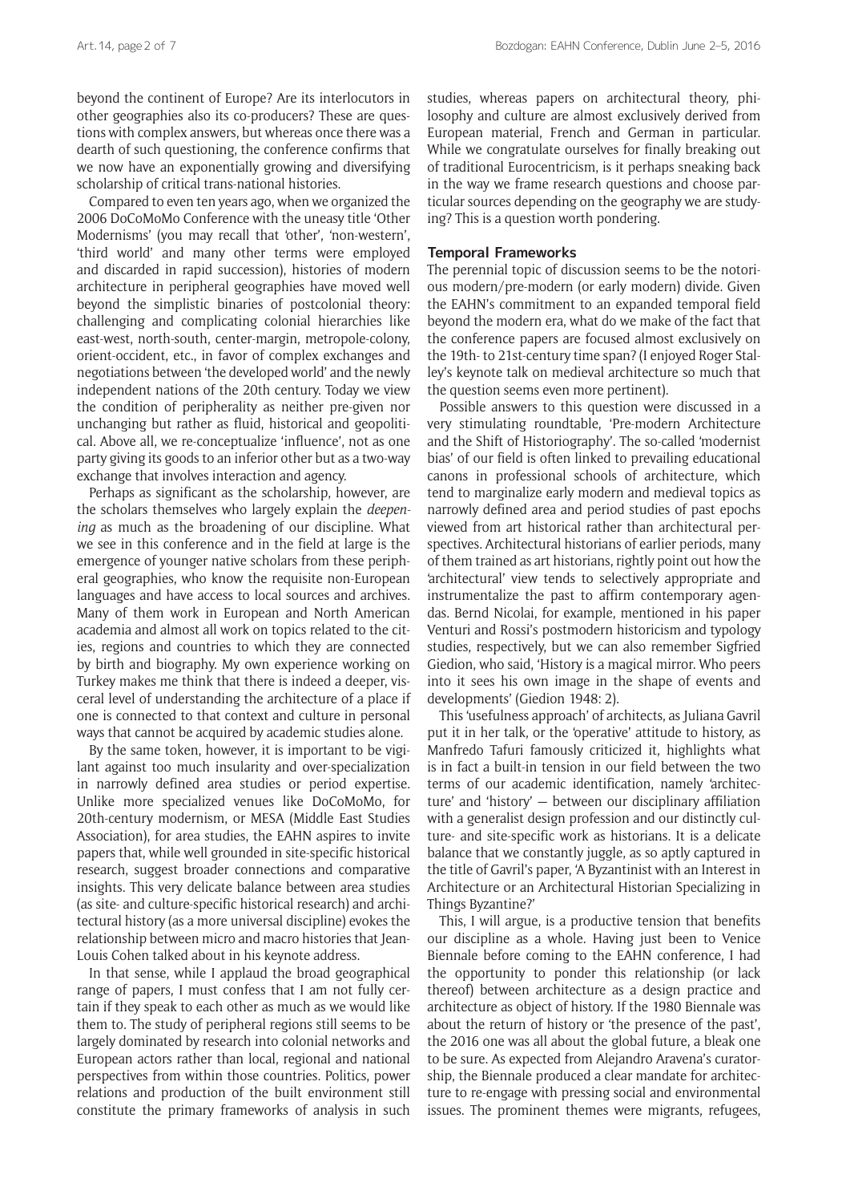beyond the continent of Europe? Are its interlocutors in other geographies also its co-producers? These are questions with complex answers, but whereas once there was a dearth of such questioning, the conference confirms that we now have an exponentially growing and diversifying scholarship of critical trans-national histories.

Compared to even ten years ago, when we organized the 2006 DoCoMoMo Conference with the uneasy title 'Other Modernisms' (you may recall that 'other', 'non-western', 'third world' and many other terms were employed and discarded in rapid succession), histories of modern architecture in peripheral geographies have moved well beyond the simplistic binaries of postcolonial theory: challenging and complicating colonial hierarchies like east-west, north-south, center-margin, metropole-colony, orient-occident, etc., in favor of complex exchanges and negotiations between 'the developed world' and the newly independent nations of the 20th century. Today we view the condition of peripherality as neither pre-given nor unchanging but rather as fluid, historical and geopolitical. Above all, we re-conceptualize 'influence', not as one party giving its goods to an inferior other but as a two-way exchange that involves interaction and agency.

Perhaps as significant as the scholarship, however, are the scholars themselves who largely explain the *deepening* as much as the broadening of our discipline. What we see in this conference and in the field at large is the emergence of younger native scholars from these peripheral geographies, who know the requisite non-European languages and have access to local sources and archives. Many of them work in European and North American academia and almost all work on topics related to the cities, regions and countries to which they are connected by birth and biography. My own experience working on Turkey makes me think that there is indeed a deeper, visceral level of understanding the architecture of a place if one is connected to that context and culture in personal ways that cannot be acquired by academic studies alone.

By the same token, however, it is important to be vigilant against too much insularity and over-specialization in narrowly defined area studies or period expertise. Unlike more specialized venues like DoCoMoMo, for 20th-century modernism, or MESA (Middle East Studies Association), for area studies, the EAHN aspires to invite papers that, while well grounded in site-specific historical research, suggest broader connections and comparative insights. This very delicate balance between area studies (as site- and culture-specific historical research) and architectural history (as a more universal discipline) evokes the relationship between micro and macro histories that Jean-Louis Cohen talked about in his keynote address.

In that sense, while I applaud the broad geographical range of papers, I must confess that I am not fully certain if they speak to each other as much as we would like them to. The study of peripheral regions still seems to be largely dominated by research into colonial networks and European actors rather than local, regional and national perspectives from within those countries. Politics, power relations and production of the built environment still constitute the primary frameworks of analysis in such studies, whereas papers on architectural theory, philosophy and culture are almost exclusively derived from European material, French and German in particular. While we congratulate ourselves for finally breaking out of traditional Eurocentricism, is it perhaps sneaking back in the way we frame research questions and choose particular sources depending on the geography we are studying? This is a question worth pondering.

## Temporal Frameworks

The perennial topic of discussion seems to be the notorious modern/pre-modern (or early modern) divide. Given the EAHN's commitment to an expanded temporal field beyond the modern era, what do we make of the fact that the conference papers are focused almost exclusively on the 19th- to 21st-century time span? (I enjoyed Roger Stalley's keynote talk on medieval architecture so much that the question seems even more pertinent).

Possible answers to this question were discussed in a very stimulating roundtable, 'Pre-modern Architecture and the Shift of Historiography'. The so-called 'modernist bias' of our field is often linked to prevailing educational canons in professional schools of architecture, which tend to marginalize early modern and medieval topics as narrowly defined area and period studies of past epochs viewed from art historical rather than architectural perspectives. Architectural historians of earlier periods, many of them trained as art historians, rightly point out how the 'architectural' view tends to selectively appropriate and instrumentalize the past to affirm contemporary agendas. Bernd Nicolai, for example, mentioned in his paper Venturi and Rossi's postmodern historicism and typology studies, respectively, but we can also remember Sigfried Giedion, who said, 'History is a magical mirror. Who peers into it sees his own image in the shape of events and developments' (Giedion 1948: 2).

This 'usefulness approach' of architects, as Juliana Gavril put it in her talk, or the 'operative' attitude to history, as Manfredo Tafuri famously criticized it, highlights what is in fact a built-in tension in our field between the two terms of our academic identification, namely 'architecture' and 'history' — between our disciplinary affiliation with a generalist design profession and our distinctly culture- and site-specific work as historians. It is a delicate balance that we constantly juggle, as so aptly captured in the title of Gavril's paper, 'A Byzantinist with an Interest in Architecture or an Architectural Historian Specializing in Things Byzantine?'

This, I will argue, is a productive tension that benefits our discipline as a whole. Having just been to Venice Biennale before coming to the EAHN conference, I had the opportunity to ponder this relationship (or lack thereof) between architecture as a design practice and architecture as object of history. If the 1980 Biennale was about the return of history or 'the presence of the past', the 2016 one was all about the global future, a bleak one to be sure. As expected from Alejandro Aravena's curatorship, the Biennale produced a clear mandate for architecture to re-engage with pressing social and environmental issues. The prominent themes were migrants, refugees,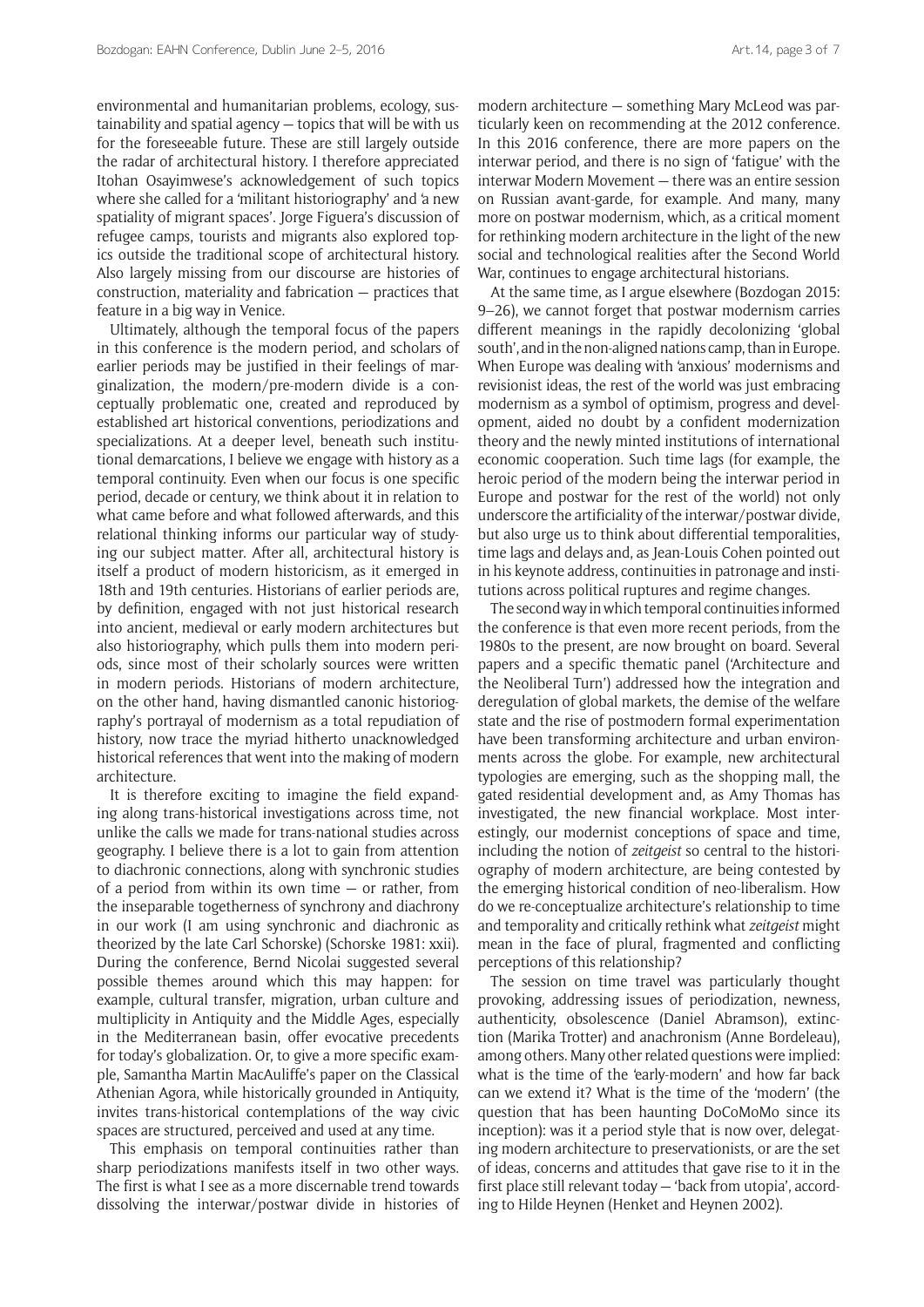environmental and humanitarian problems, ecology, sustainability and spatial agency — topics that will be with us for the foreseeable future. These are still largely outside the radar of architectural history. I therefore appreciated Itohan Osayimwese's acknowledgement of such topics where she called for a 'militant historiography' and 'a new spatiality of migrant spaces'. Jorge Figuera's discussion of refugee camps, tourists and migrants also explored topics outside the traditional scope of architectural history. Also largely missing from our discourse are histories of construction, materiality and fabrication — practices that feature in a big way in Venice.

Ultimately, although the temporal focus of the papers in this conference is the modern period, and scholars of earlier periods may be justified in their feelings of marginalization, the modern/pre-modern divide is a conceptually problematic one, created and reproduced by established art historical conventions, periodizations and specializations. At a deeper level, beneath such institutional demarcations, I believe we engage with history as a temporal continuity. Even when our focus is one specific period, decade or century, we think about it in relation to what came before and what followed afterwards, and this relational thinking informs our particular way of studying our subject matter. After all, architectural history is itself a product of modern historicism, as it emerged in 18th and 19th centuries. Historians of earlier periods are, by definition, engaged with not just historical research into ancient, medieval or early modern architectures but also historiography, which pulls them into modern periods, since most of their scholarly sources were written in modern periods. Historians of modern architecture, on the other hand, having dismantled canonic historiography's portrayal of modernism as a total repudiation of history, now trace the myriad hitherto unacknowledged historical references that went into the making of modern architecture.

It is therefore exciting to imagine the field expanding along trans-historical investigations across time, not unlike the calls we made for trans-national studies across geography. I believe there is a lot to gain from attention to diachronic connections, along with synchronic studies of a period from within its own time — or rather, from the inseparable togetherness of synchrony and diachrony in our work (I am using synchronic and diachronic as theorized by the late Carl Schorske) (Schorske 1981: xxii). During the conference, Bernd Nicolai suggested several possible themes around which this may happen: for example, cultural transfer, migration, urban culture and multiplicity in Antiquity and the Middle Ages, especially in the Mediterranean basin, offer evocative precedents for today's globalization. Or, to give a more specific example, Samantha Martin MacAuliffe's paper on the Classical Athenian Agora, while historically grounded in Antiquity, invites trans-historical contemplations of the way civic spaces are structured, perceived and used at any time.

This emphasis on temporal continuities rather than sharp periodizations manifests itself in two other ways. The first is what I see as a more discernable trend towards dissolving the interwar/postwar divide in histories of modern architecture — something Mary McLeod was particularly keen on recommending at the 2012 conference. In this 2016 conference, there are more papers on the interwar period, and there is no sign of 'fatigue' with the interwar Modern Movement — there was an entire session on Russian avant-garde, for example. And many, many more on postwar modernism, which, as a critical moment for rethinking modern architecture in the light of the new social and technological realities after the Second World War, continues to engage architectural historians.

At the same time, as I argue elsewhere (Bozdogan 2015: 9–26), we cannot forget that postwar modernism carries different meanings in the rapidly decolonizing 'global south', and in the non-aligned nations camp, than in Europe. When Europe was dealing with 'anxious' modernisms and revisionist ideas, the rest of the world was just embracing modernism as a symbol of optimism, progress and development, aided no doubt by a confident modernization theory and the newly minted institutions of international economic cooperation. Such time lags (for example, the heroic period of the modern being the interwar period in Europe and postwar for the rest of the world) not only underscore the artificiality of the interwar/postwar divide, but also urge us to think about differential temporalities, time lags and delays and, as Jean-Louis Cohen pointed out in his keynote address, continuities in patronage and institutions across political ruptures and regime changes.

The second way in which temporal continuities informed the conference is that even more recent periods, from the 1980s to the present, are now brought on board. Several papers and a specific thematic panel ('Architecture and the Neoliberal Turn') addressed how the integration and deregulation of global markets, the demise of the welfare state and the rise of postmodern formal experimentation have been transforming architecture and urban environments across the globe. For example, new architectural typologies are emerging, such as the shopping mall, the gated residential development and, as Amy Thomas has investigated, the new financial workplace. Most interestingly, our modernist conceptions of space and time, including the notion of *zeitgeist* so central to the historiography of modern architecture, are being contested by the emerging historical condition of neo-liberalism. How do we re-conceptualize architecture's relationship to time and temporality and critically rethink what *zeitgeist* might mean in the face of plural, fragmented and conflicting perceptions of this relationship?

The session on time travel was particularly thought provoking, addressing issues of periodization, newness, authenticity, obsolescence (Daniel Abramson), extinction (Marika Trotter) and anachronism (Anne Bordeleau), among others. Many other related questions were implied: what is the time of the 'early-modern' and how far back can we extend it? What is the time of the 'modern' (the question that has been haunting DoCoMoMo since its inception): was it a period style that is now over, delegating modern architecture to preservationists, or are the set of ideas, concerns and attitudes that gave rise to it in the first place still relevant today — 'back from utopia', according to Hilde Heynen (Henket and Heynen 2002).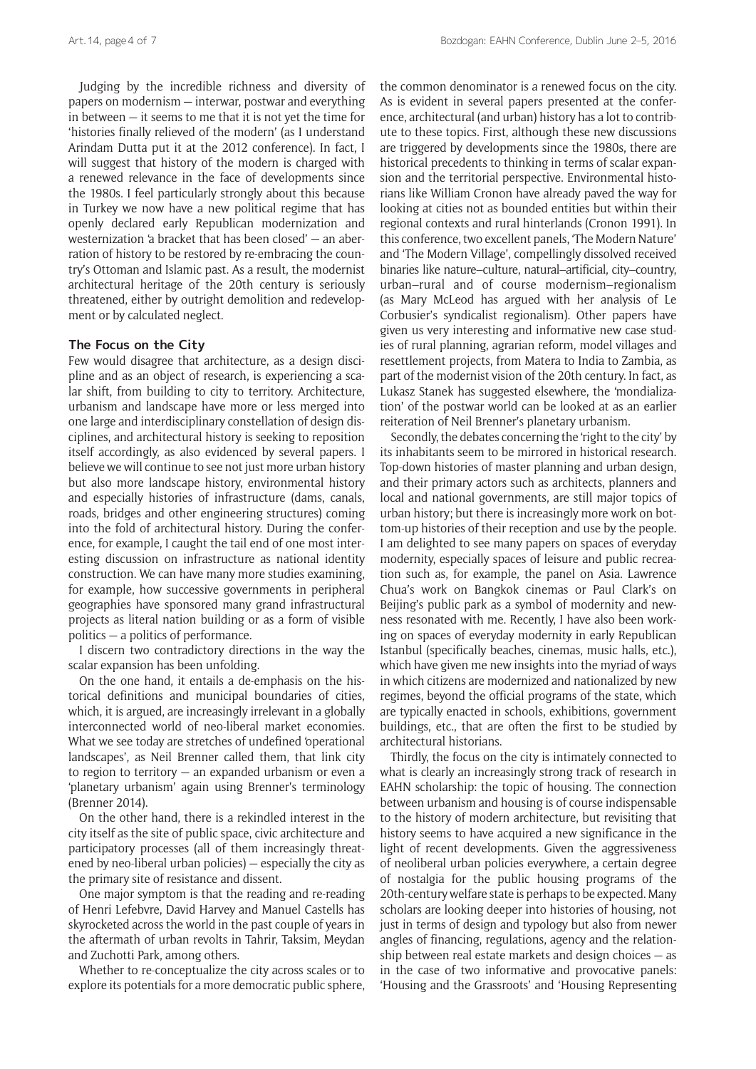Judging by the incredible richness and diversity of papers on modernism — interwar, postwar and everything in between — it seems to me that it is not yet the time for 'histories finally relieved of the modern' (as I understand Arindam Dutta put it at the 2012 conference). In fact, I will suggest that history of the modern is charged with a renewed relevance in the face of developments since the 1980s. I feel particularly strongly about this because in Turkey we now have a new political regime that has openly declared early Republican modernization and westernization 'a bracket that has been closed' — an aberration of history to be restored by re-embracing the country's Ottoman and Islamic past. As a result, the modernist architectural heritage of the 20th century is seriously threatened, either by outright demolition and redevelopment or by calculated neglect.

## The Focus on the City

Few would disagree that architecture, as a design discipline and as an object of research, is experiencing a scalar shift, from building to city to territory. Architecture, urbanism and landscape have more or less merged into one large and interdisciplinary constellation of design disciplines, and architectural history is seeking to reposition itself accordingly, as also evidenced by several papers. I believe we will continue to see not just more urban history but also more landscape history, environmental history and especially histories of infrastructure (dams, canals, roads, bridges and other engineering structures) coming into the fold of architectural history. During the conference, for example, I caught the tail end of one most interesting discussion on infrastructure as national identity construction. We can have many more studies examining, for example, how successive governments in peripheral geographies have sponsored many grand infrastructural projects as literal nation building or as a form of visible politics — a politics of performance.

I discern two contradictory directions in the way the scalar expansion has been unfolding.

On the one hand, it entails a de-emphasis on the historical definitions and municipal boundaries of cities, which, it is argued, are increasingly irrelevant in a globally interconnected world of neo-liberal market economies. What we see today are stretches of undefined 'operational landscapes', as Neil Brenner called them, that link city to region to territory — an expanded urbanism or even a 'planetary urbanism' again using Brenner's terminology (Brenner 2014).

On the other hand, there is a rekindled interest in the city itself as the site of public space, civic architecture and participatory processes (all of them increasingly threatened by neo-liberal urban policies) — especially the city as the primary site of resistance and dissent.

One major symptom is that the reading and re-reading of Henri Lefebvre, David Harvey and Manuel Castells has skyrocketed across the world in the past couple of years in the aftermath of urban revolts in Tahrir, Taksim, Meydan and Zuchotti Park, among others.

Whether to re-conceptualize the city across scales or to explore its potentials for a more democratic public sphere, the common denominator is a renewed focus on the city. As is evident in several papers presented at the conference, architectural (and urban) history has a lot to contribute to these topics. First, although these new discussions are triggered by developments since the 1980s, there are historical precedents to thinking in terms of scalar expansion and the territorial perspective. Environmental historians like William Cronon have already paved the way for looking at cities not as bounded entities but within their regional contexts and rural hinterlands (Cronon 1991). In this conference, two excellent panels, 'The Modern Nature' and 'The Modern Village', compellingly dissolved received binaries like nature–culture, natural–artificial, city–country, urban–rural and of course modernism–regionalism (as Mary McLeod has argued with her analysis of Le Corbusier's syndicalist regionalism). Other papers have given us very interesting and informative new case studies of rural planning, agrarian reform, model villages and resettlement projects, from Matera to India to Zambia, as part of the modernist vision of the 20th century. In fact, as Lukasz Stanek has suggested elsewhere, the 'mondialization' of the postwar world can be looked at as an earlier reiteration of Neil Brenner's planetary urbanism.

Secondly, the debates concerning the 'right to the city' by its inhabitants seem to be mirrored in historical research. Top-down histories of master planning and urban design, and their primary actors such as architects, planners and local and national governments, are still major topics of urban history; but there is increasingly more work on bottom-up histories of their reception and use by the people. I am delighted to see many papers on spaces of everyday modernity, especially spaces of leisure and public recreation such as, for example, the panel on Asia. Lawrence Chua's work on Bangkok cinemas or Paul Clark's on Beijing's public park as a symbol of modernity and newness resonated with me. Recently, I have also been working on spaces of everyday modernity in early Republican Istanbul (specifically beaches, cinemas, music halls, etc.), which have given me new insights into the myriad of ways in which citizens are modernized and nationalized by new regimes, beyond the official programs of the state, which are typically enacted in schools, exhibitions, government buildings, etc., that are often the first to be studied by architectural historians.

Thirdly, the focus on the city is intimately connected to what is clearly an increasingly strong track of research in EAHN scholarship: the topic of housing. The connection between urbanism and housing is of course indispensable to the history of modern architecture, but revisiting that history seems to have acquired a new significance in the light of recent developments. Given the aggressiveness of neoliberal urban policies everywhere, a certain degree of nostalgia for the public housing programs of the 20th-century welfare state is perhaps to be expected. Many scholars are looking deeper into histories of housing, not just in terms of design and typology but also from newer angles of financing, regulations, agency and the relationship between real estate markets and design choices — as in the case of two informative and provocative panels: 'Housing and the Grassroots' and 'Housing Representing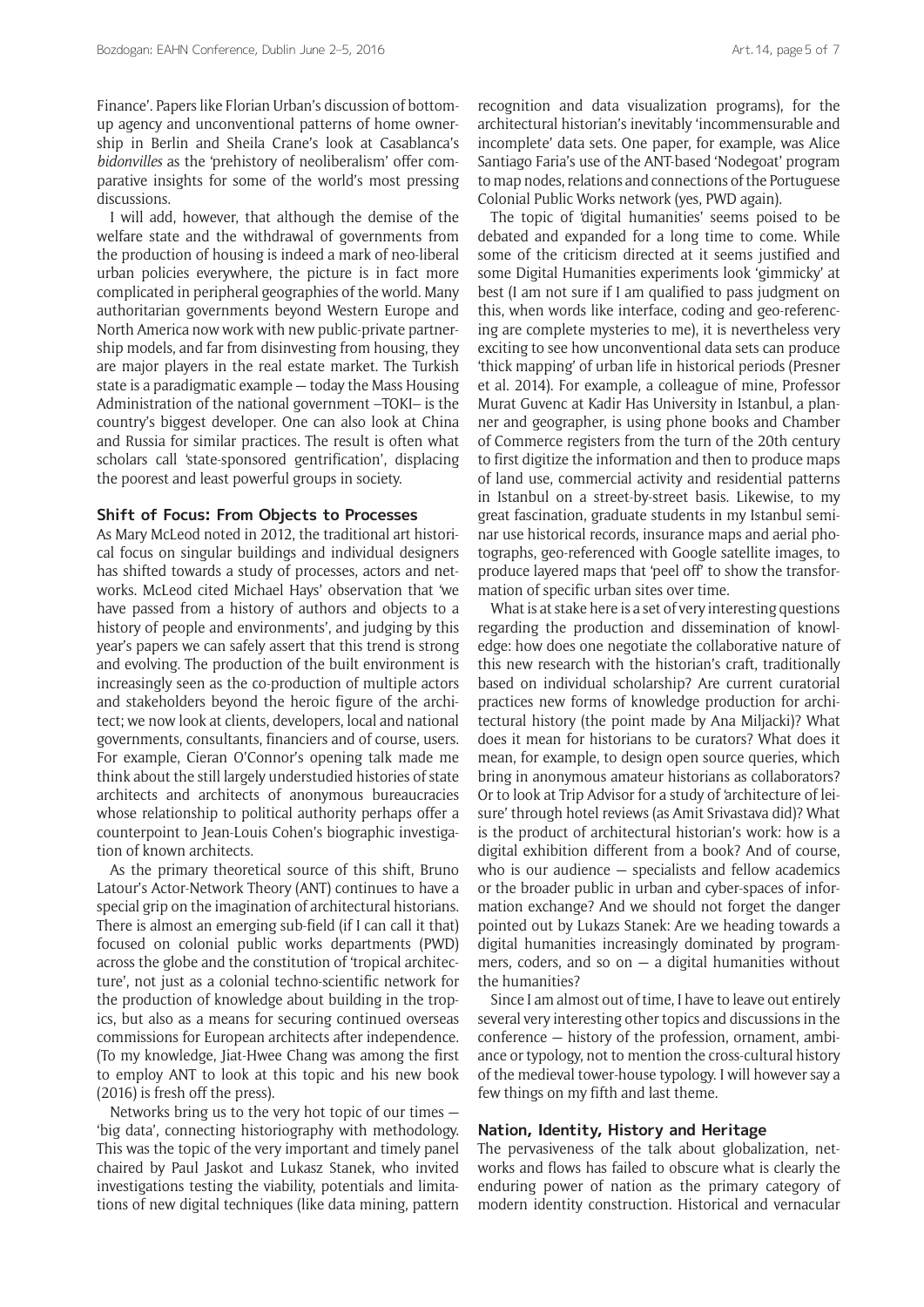Finance'. Papers like Florian Urban's discussion of bottom-up agency and unconventional patterns of home ownership in Berlin and Sheila Crane's look at Casablanca's *bidonvilles* as the 'prehistory of neoliberalism' offer comparative insights for some of the world's most pressing discussions.

I will add, however, that although the demise of the welfare state and the withdrawal of governments from the production of housing is indeed a mark of neo-liberal urban policies everywhere, the picture is in fact more complicated in peripheral geographies of the world. Many authoritarian governments beyond Western Europe and North America now work with new public-private partnership models, and far from disinvesting from housing, they are major players in the real estate market. The Turkish state is a paradigmatic example — today the Mass Housing Administration of the national government –TOKI– is the country's biggest developer. One can also look at China and Russia for similar practices. The result is often what scholars call 'state-sponsored gentrification', displacing the poorest and least powerful groups in society.

## Shift of Focus: From Objects to Processes

As Mary McLeod noted in 2012, the traditional art historical focus on singular buildings and individual designers has shifted towards a study of processes, actors and networks. McLeod cited Michael Hays' observation that 'we have passed from a history of authors and objects to a history of people and environments', and judging by this year's papers we can safely assert that this trend is strong and evolving. The production of the built environment is increasingly seen as the co-production of multiple actors and stakeholders beyond the heroic figure of the architect; we now look at clients, developers, local and national governments, consultants, financiers and of course, users. For example, Cieran O'Connor's opening talk made me think about the still largely understudied histories of state architects and architects of anonymous bureaucracies whose relationship to political authority perhaps offer a counterpoint to Jean-Louis Cohen's biographic investigation of known architects.

As the primary theoretical source of this shift, Bruno Latour's Actor-Network Theory (ANT) continues to have a special grip on the imagination of architectural historians. There is almost an emerging sub-field (if I can call it that) focused on colonial public works departments (PWD) across the globe and the constitution of 'tropical architecture', not just as a colonial techno-scientific network for the production of knowledge about building in the tropics, but also as a means for securing continued overseas commissions for European architects after independence. (To my knowledge, Jiat-Hwee Chang was among the first to employ ANT to look at this topic and his new book (2016) is fresh off the press).

Networks bring us to the very hot topic of our times — 'big data', connecting historiography with methodology. This was the topic of the very important and timely panel chaired by Paul Jaskot and Lukasz Stanek, who invited investigations testing the viability, potentials and limitations of new digital techniques (like data mining, pattern recognition and data visualization programs), for the architectural historian's inevitably 'incommensurable and incomplete' data sets. One paper, for example, was Alice Santiago Faria's use of the ANT-based 'Nodegoat' program to map nodes, relations and connections of the Portuguese Colonial Public Works network (yes, PWD again).

The topic of 'digital humanities' seems poised to be debated and expanded for a long time to come. While some of the criticism directed at it seems justified and some Digital Humanities experiments look 'gimmicky' at best (I am not sure if I am qualified to pass judgment on this, when words like interface, coding and geo-referencing are complete mysteries to me), it is nevertheless very exciting to see how unconventional data sets can produce 'thick mapping' of urban life in historical periods (Presner et al. 2014). For example, a colleague of mine, Professor Murat Guvenc at Kadir Has University in Istanbul, a planner and geographer, is using phone books and Chamber of Commerce registers from the turn of the 20th century to first digitize the information and then to produce maps of land use, commercial activity and residential patterns in Istanbul on a street-by-street basis. Likewise, to my great fascination, graduate students in my Istanbul seminar use historical records, insurance maps and aerial photographs, geo-referenced with Google satellite images, to produce layered maps that 'peel off' to show the transformation of specific urban sites over time.

What is at stake here is a set of very interesting questions regarding the production and dissemination of knowledge: how does one negotiate the collaborative nature of this new research with the historian's craft, traditionally based on individual scholarship? Are current curatorial practices new forms of knowledge production for architectural history (the point made by Ana Miljacki)? What does it mean for historians to be curators? What does it mean, for example, to design open source queries, which bring in anonymous amateur historians as collaborators? Or to look at Trip Advisor for a study of 'architecture of leisure' through hotel reviews (as Amit Srivastava did)? What is the product of architectural historian's work: how is a digital exhibition different from a book? And of course, who is our audience — specialists and fellow academics or the broader public in urban and cyber-spaces of information exchange? And we should not forget the danger pointed out by Lukazs Stanek: Are we heading towards a digital humanities increasingly dominated by programmers, coders, and so on — a digital humanities without the humanities?

Since I am almost out of time, I have to leave out entirely several very interesting other topics and discussions in the conference — history of the profession, ornament, ambiance or typology, not to mention the cross-cultural history of the medieval tower-house typology. I will however say a few things on my fifth and last theme.

## Nation, Identity, History and Heritage

The pervasiveness of the talk about globalization, networks and flows has failed to obscure what is clearly the enduring power of nation as the primary category of modern identity construction. Historical and vernacular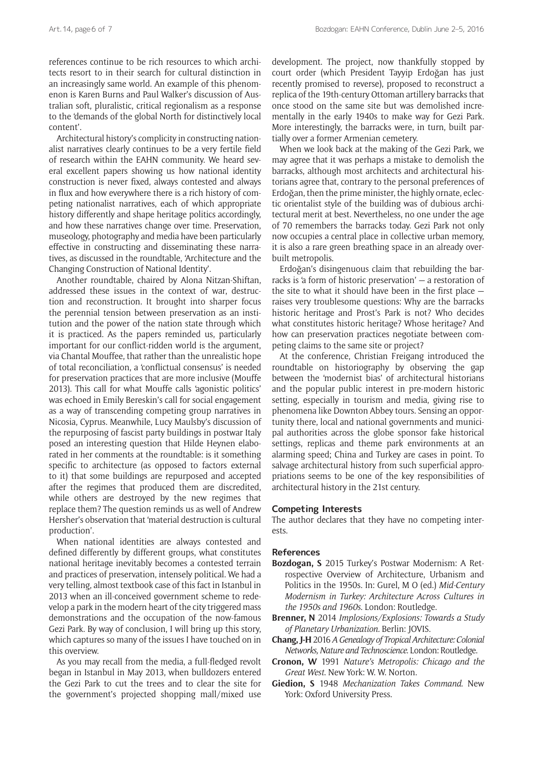references continue to be rich resources to which architects resort to in their search for cultural distinction in an increasingly same world. An example of this phenomenon is Karen Burns and Paul Walker's discussion of Australian soft, pluralistic, critical regionalism as a response to the 'demands of the global North for distinctively local content'.

Architectural history's complicity in constructing nationalist narratives clearly continues to be a very fertile field of research within the EAHN community. We heard several excellent papers showing us how national identity construction is never fixed, always contested and always in flux and how everywhere there is a rich history of competing nationalist narratives, each of which appropriate history differently and shape heritage politics accordingly, and how these narratives change over time. Preservation, museology, photography and media have been particularly effective in constructing and disseminating these narratives, as discussed in the roundtable, 'Architecture and the Changing Construction of National Identity'.

Another roundtable, chaired by Alona Nitzan-Shiftan, addressed these issues in the context of war, destruction and reconstruction. It brought into sharper focus the perennial tension between preservation as an institution and the power of the nation state through which it is practiced. As the papers reminded us, particularly important for our conflict-ridden world is the argument, via Chantal Mouffee, that rather than the unrealistic hope of total reconciliation, a 'conflictual consensus' is needed for preservation practices that are more inclusive (Mouffe 2013). This call for what Mouffe calls 'agonistic politics' was echoed in Emily Bereskin's call for social engagement as a way of transcending competing group narratives in Nicosia, Cyprus. Meanwhile, Lucy Maulsby's discussion of the repurposing of fascist party buildings in postwar Italy posed an interesting question that Hilde Heynen elaborated in her comments at the roundtable: is it something specific to architecture (as opposed to factors external to it) that some buildings are repurposed and accepted after the regimes that produced them are discredited, while others are destroyed by the new regimes that replace them? The question reminds us as well of Andrew Hersher's observation that 'material destruction is cultural production'.

When national identities are always contested and defined differently by different groups, what constitutes national heritage inevitably becomes a contested terrain and practices of preservation, intensely political. We had a very telling, almost textbook case of this fact in Istanbul in 2013 when an ill-conceived government scheme to redevelop a park in the modern heart of the city triggered mass demonstrations and the occupation of the now-famous Gezi Park. By way of conclusion, I will bring up this story, which captures so many of the issues I have touched on in this overview.

As you may recall from the media, a full-fledged revolt began in Istanbul in May 2013, when bulldozers entered the Gezi Park to cut the trees and to clear the site for the government's projected shopping mall/mixed use development. The project, now thankfully stopped by court order (which President Tayyip Erdoğan has just recently promised to reverse), proposed to reconstruct a replica of the 19th-century Ottoman artillery barracks that once stood on the same site but was demolished incrementally in the early 1940s to make way for Gezi Park. More interestingly, the barracks were, in turn, built partially over a former Armenian cemetery.

When we look back at the making of the Gezi Park, we may agree that it was perhaps a mistake to demolish the barracks, although most architects and architectural historians agree that, contrary to the personal preferences of Erdoğan, then the prime minister, the highly ornate, eclectic orientalist style of the building was of dubious architectural merit at best. Nevertheless, no one under the age of 70 remembers the barracks today. Gezi Park not only now occupies a central place in collective urban memory, it is also a rare green breathing space in an already overbuilt metropolis.

Erdoğan's disingenuous claim that rebuilding the barracks is 'a form of historic preservation' — a restoration of the site to what it should have been in the first place — raises very troublesome questions: Why are the barracks historic heritage and Prost's Park is not? Who decides what constitutes historic heritage? Whose heritage? And how can preservation practices negotiate between competing claims to the same site or project?

At the conference, Christian Freigang introduced the roundtable on historiography by observing the gap between the 'modernist bias' of architectural historians and the popular public interest in pre-modern historic setting, especially in tourism and media, giving rise to phenomena like Downton Abbey tours. Sensing an opportunity there, local and national governments and municipal authorities across the globe sponsor fake historical settings, replicas and theme park environments at an alarming speed; China and Turkey are cases in point. To salvage architectural history from such superficial appropriations seems to be one of the key responsibilities of architectural history in the 21st century.

## Competing Interests

The author declares that they have no competing interests.

## References

**Bozdogan, S** 2015 Turkey's Postwar Modernism: A Retrospective Overview of Architecture, Urbanism and Politics in the 1950s. In: Gurel, M O (ed.) *Mid-Century Modernism in Turkey: Architecture Across Cultures in the 1950s and 1960s*. London: Routledge.

**Brenner, N** 2014 *Implosions/Explosions: Towards a Study of Planetary Urbanization.* Berlin: JOVIS.

**Chang, J-H** 2016 *A Genealogy of Tropical Architecture: Colonial Networks, Nature and Technoscience.* London: Routledge.

**Cronon, W** 1991 *Nature's Metropolis: Chicago and the Great West.* New York: W. W. Norton.

**Giedion, S** 1948 *Mechanization Takes Command.* New York: Oxford University Press.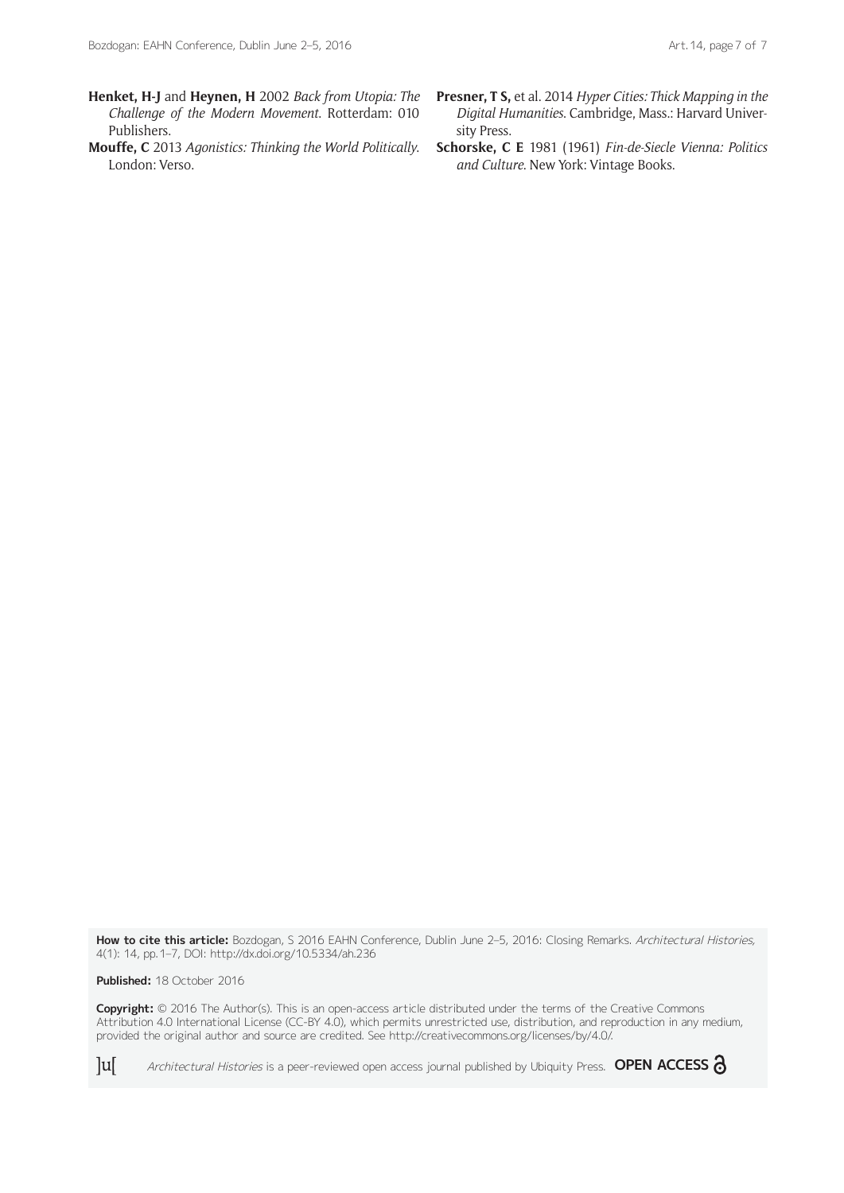**Henket, H-J** and **Heynen, H** 2002 *Back from Utopia: The Challenge of the Modern Movement*. Rotterdam: 010 Publishers.

**Mouffe, C** 2013 *Agonistics: Thinking the World Politically*. London: Verso.

**Presner, T S,** et al. 2014 *Hyper Cities: Thick Mapping in the Digital Humanities*. Cambridge, Mass.: Harvard University Press.

**Schorske, C E** 1981 (1961) *Fin-de-Siecle Vienna: Politics and Culture*. New York: Vintage Books.

**How to cite this article:** Bozdogan, S 2016 EAHN Conference, Dublin June 2–5, 2016: Closing Remarks. *Architectural Histories,* 4(1): 14, pp. 1–7, DOI: http://dx.doi.org/10.5334/ah.236

**Published:** 18 October 2016

**Copyright:** © 2016 The Author(s). This is an open-access article distributed under the terms of the Creative Commons Attribution 4.0 International License (CC-BY 4.0), which permits unrestricted use, distribution, and reproduction in any medium, provided the original author and source are credited. See http://creativecommons.org/licenses/by/4.0/.

*Architectural Histories* is a peer-reviewed open access journal published by Ubiquity Press. **OPEN ACCESS**